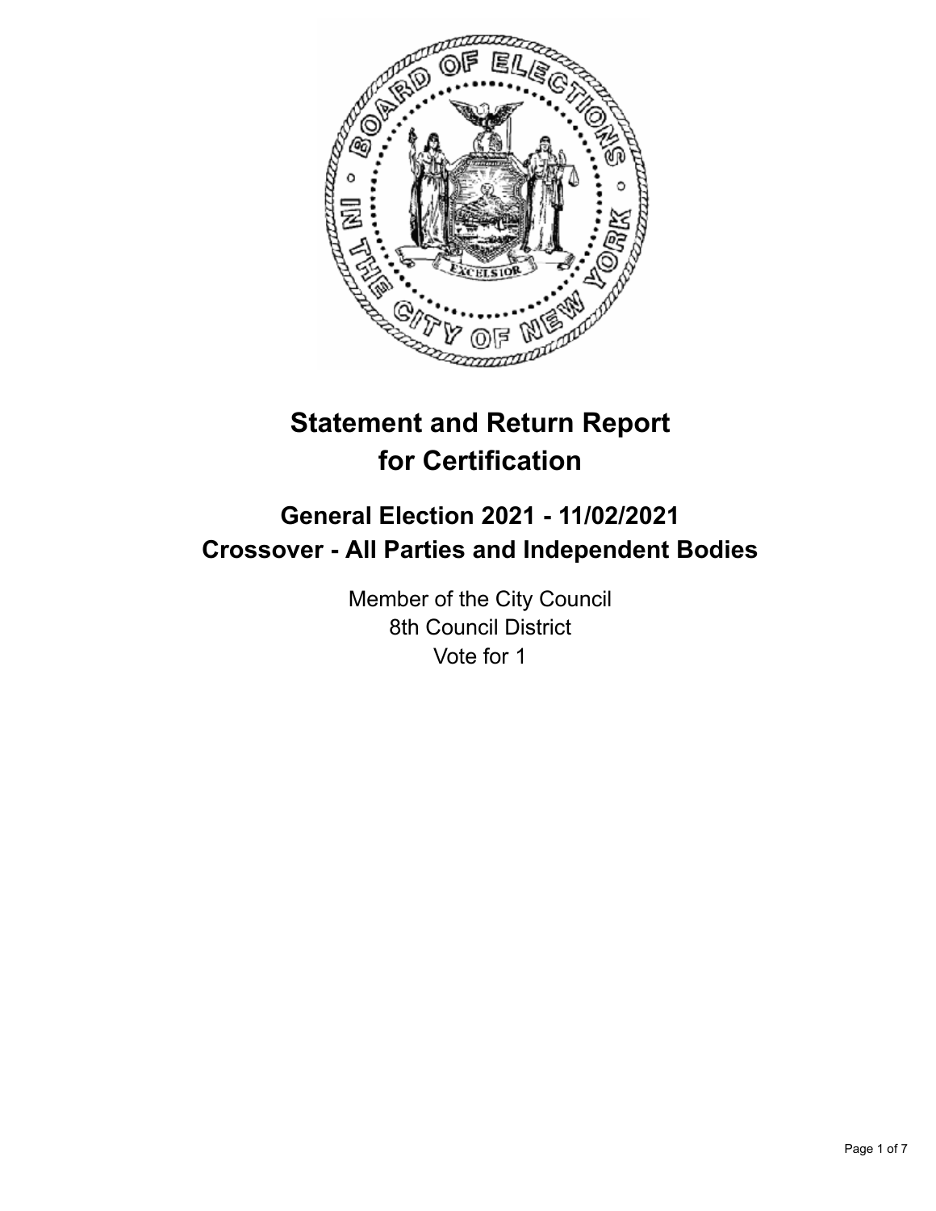# Statement and Return Report for Certification

## General Election 2021 - 11/02/2021
## Crossover - All Parties and Independent Bodies

Member of the City Council
8th Council District
Vote for 1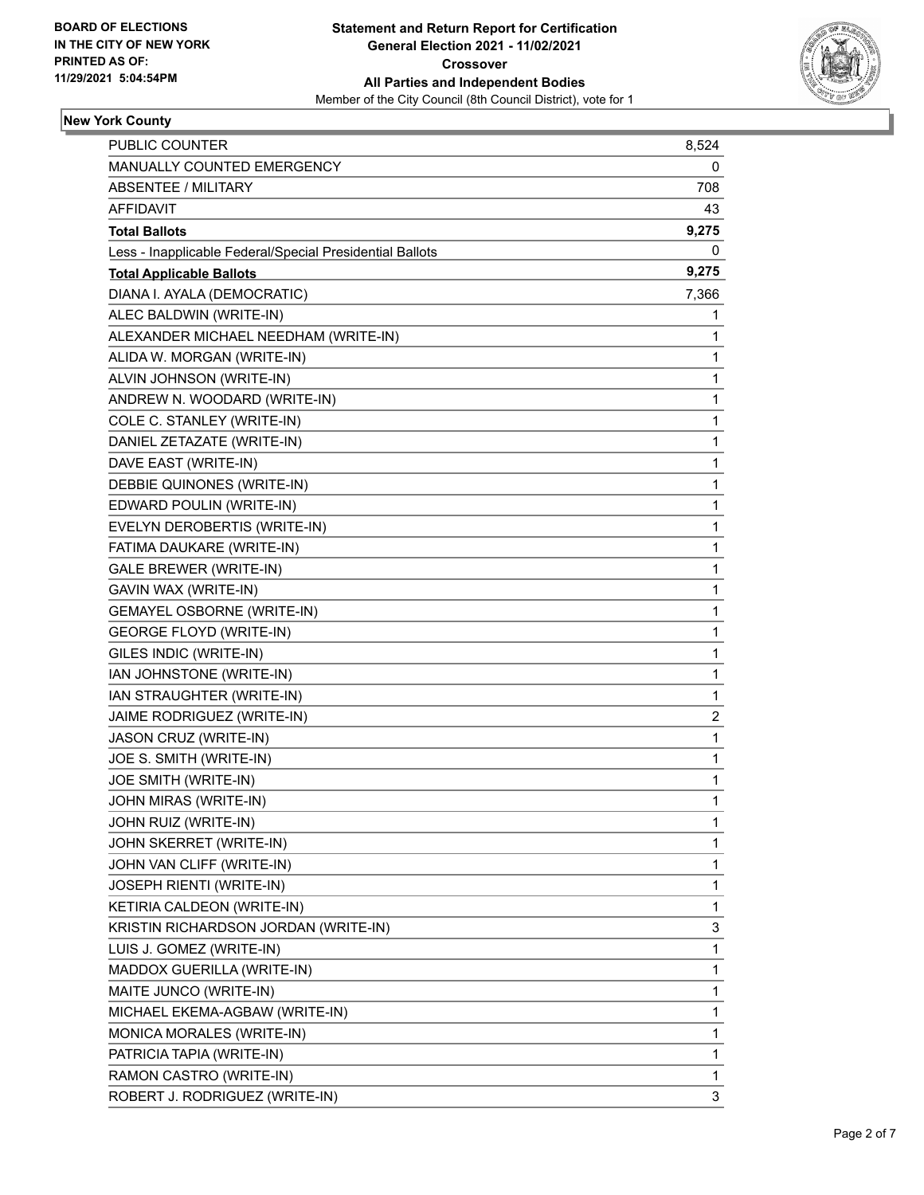**BOARD OF ELECTIONS IN THE CITY OF NEW YORK PRINTED AS OF: 11/29/2021 5:04:54PM**

**Statement and Return Report for Certification General Election 2021 - 11/02/2021 Crossover All Parties and Independent Bodies**

Member of the City Council (8th Council District), vote for 1

## New York County

| | |
|---|---|
| PUBLIC COUNTER | 8,524 |
| MANUALLY COUNTED EMERGENCY | 0 |
| ABSENTEE / MILITARY | 708 |
| AFFIDAVIT | 43 |
| **Total Ballots** | **9,275** |
| Less - Inapplicable Federal/Special Presidential Ballots | 0 |
| **Total Applicable Ballots** | **9,275** |
| DIANA I. AYALA (DEMOCRATIC) | 7,366 |
| ALEC BALDWIN (WRITE-IN) | 1 |
| ALEXANDER MICHAEL NEEDHAM (WRITE-IN) | 1 |
| ALIDA W. MORGAN (WRITE-IN) | 1 |
| ALVIN JOHNSON (WRITE-IN) | 1 |
| ANDREW N. WOODARD (WRITE-IN) | 1 |
| COLE C. STANLEY (WRITE-IN) | 1 |
| DANIEL ZETAZATE (WRITE-IN) | 1 |
| DAVE EAST (WRITE-IN) | 1 |
| DEBBIE QUINONES (WRITE-IN) | 1 |
| EDWARD POULIN (WRITE-IN) | 1 |
| EVELYN DEROBERTIS (WRITE-IN) | 1 |
| FATIMA DAUKARE (WRITE-IN) | 1 |
| GALE BREWER (WRITE-IN) | 1 |
| GAVIN WAX (WRITE-IN) | 1 |
| GEMAYEL OSBORNE (WRITE-IN) | 1 |
| GEORGE FLOYD (WRITE-IN) | 1 |
| GILES INDIC (WRITE-IN) | 1 |
| IAN JOHNSTONE (WRITE-IN) | 1 |
| IAN STRAUGHTER (WRITE-IN) | 1 |
| JAIME RODRIGUEZ (WRITE-IN) | 2 |
| JASON CRUZ (WRITE-IN) | 1 |
| JOE S. SMITH (WRITE-IN) | 1 |
| JOE SMITH (WRITE-IN) | 1 |
| JOHN MIRAS (WRITE-IN) | 1 |
| JOHN RUIZ (WRITE-IN) | 1 |
| JOHN SKERRET (WRITE-IN) | 1 |
| JOHN VAN CLIFF (WRITE-IN) | 1 |
| JOSEPH RIENTI (WRITE-IN) | 1 |
| KETIRIA CALDEON (WRITE-IN) | 1 |
| KRISTIN RICHARDSON JORDAN (WRITE-IN) | 3 |
| LUIS J. GOMEZ (WRITE-IN) | 1 |
| MADDOX GUERILLA (WRITE-IN) | 1 |
| MAITE JUNCO (WRITE-IN) | 1 |
| MICHAEL EKEMA-AGBAW (WRITE-IN) | 1 |
| MONICA MORALES (WRITE-IN) | 1 |
| PATRICIA TAPIA (WRITE-IN) | 1 |
| RAMON CASTRO (WRITE-IN) | 1 |
| ROBERT J. RODRIGUEZ (WRITE-IN) | 3 |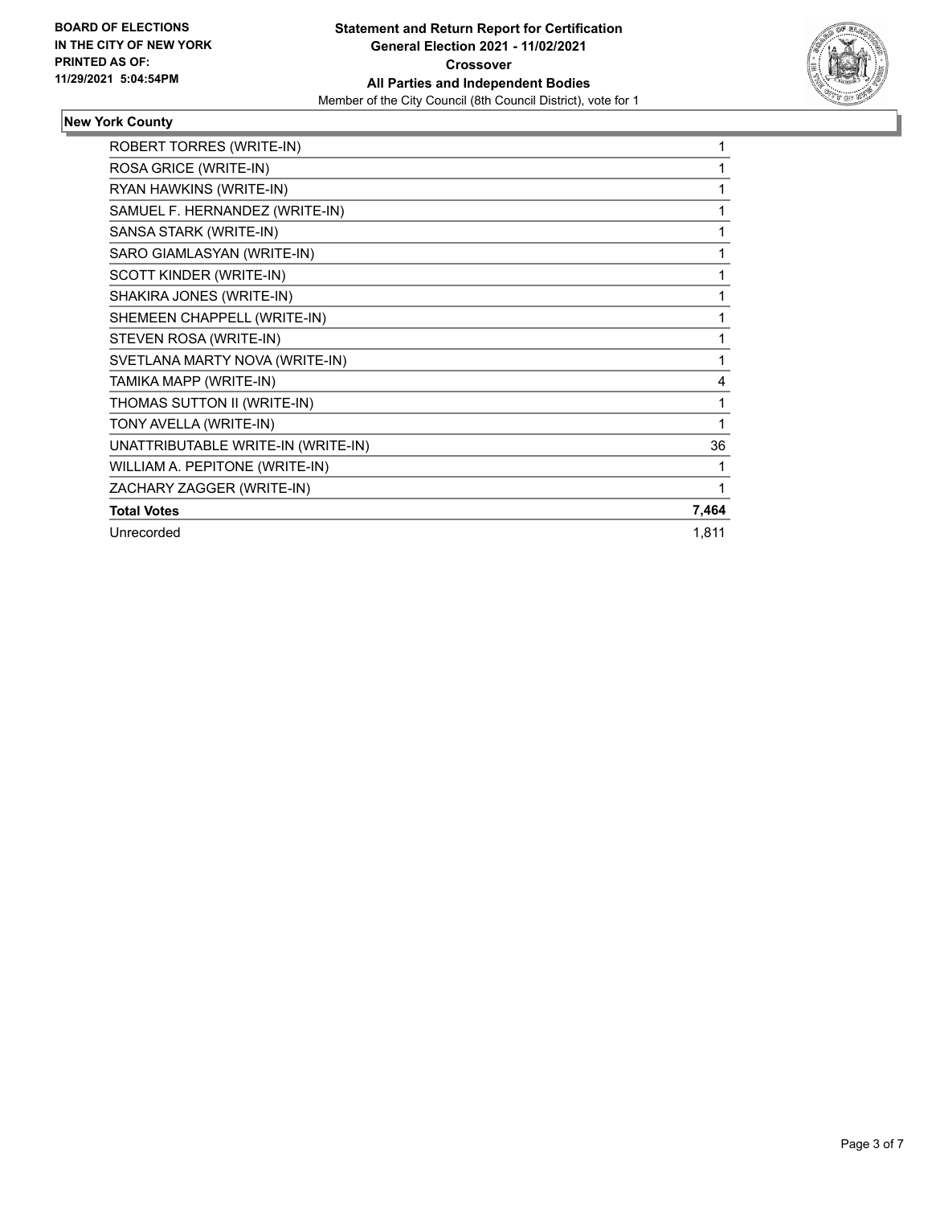**BOARD OF ELECTIONS IN THE CITY OF NEW YORK PRINTED AS OF: 11/29/2021 5:04:54PM**

**Statement and Return Report for Certification General Election 2021 - 11/02/2021 Crossover All Parties and Independent Bodies**
Member of the City Council (8th Council District), vote for 1

**New York County**

| | |
|---|---|
| ROBERT TORRES (WRITE-IN) | 1 |
| ROSA GRICE (WRITE-IN) | 1 |
| RYAN HAWKINS (WRITE-IN) | 1 |
| SAMUEL F. HERNANDEZ (WRITE-IN) | 1 |
| SANSA STARK (WRITE-IN) | 1 |
| SARO GIAMLASYAN (WRITE-IN) | 1 |
| SCOTT KINDER (WRITE-IN) | 1 |
| SHAKIRA JONES (WRITE-IN) | 1 |
| SHEMEEN CHAPPELL (WRITE-IN) | 1 |
| STEVEN ROSA (WRITE-IN) | 1 |
| SVETLANA MARTY NOVA (WRITE-IN) | 1 |
| TAMIKA MAPP (WRITE-IN) | 4 |
| THOMAS SUTTON II (WRITE-IN) | 1 |
| TONY AVELLA (WRITE-IN) | 1 |
| UNATTRIBUTABLE WRITE-IN (WRITE-IN) | 36 |
| WILLIAM A. PEPITONE (WRITE-IN) | 1 |
| ZACHARY ZAGGER (WRITE-IN) | 1 |
| **Total Votes** | **7,464** |
| Unrecorded | 1,811 |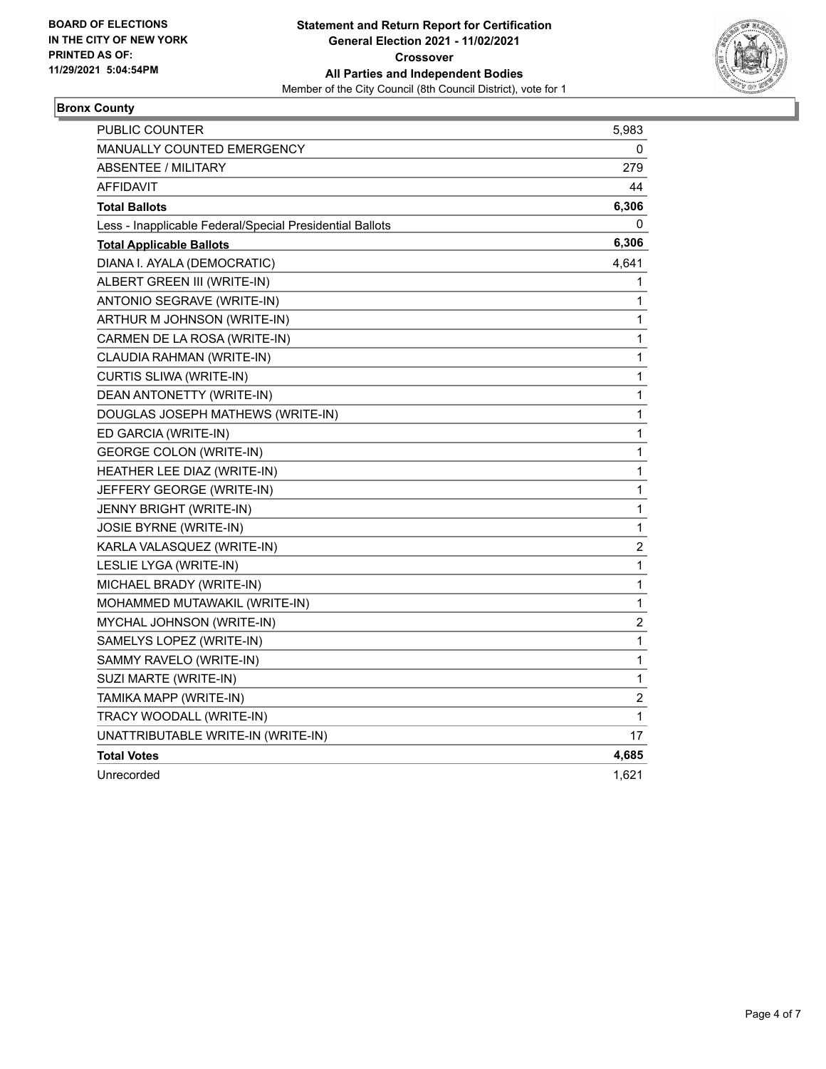**BOARD OF ELECTIONS IN THE CITY OF NEW YORK PRINTED AS OF: 11/29/2021 5:04:54PM**

# Statement and Return Report for Certification
## General Election 2021 - 11/02/2021
## Crossover
## All Parties and Independent Bodies
Member of the City Council (8th Council District), vote for 1

### Bronx County

| | |
|---|---|
| PUBLIC COUNTER | 5,983 |
| MANUALLY COUNTED EMERGENCY | 0 |
| ABSENTEE / MILITARY | 279 |
| AFFIDAVIT | 44 |
| **Total Ballots** | **6,306** |
| Less - Inapplicable Federal/Special Presidential Ballots | 0 |
| **Total Applicable Ballots** | **6,306** |
| DIANA I. AYALA (DEMOCRATIC) | 4,641 |
| ALBERT GREEN III (WRITE-IN) | 1 |
| ANTONIO SEGRAVE (WRITE-IN) | 1 |
| ARTHUR M JOHNSON (WRITE-IN) | 1 |
| CARMEN DE LA ROSA (WRITE-IN) | 1 |
| CLAUDIA RAHMAN (WRITE-IN) | 1 |
| CURTIS SLIWA (WRITE-IN) | 1 |
| DEAN ANTONETTY (WRITE-IN) | 1 |
| DOUGLAS JOSEPH MATHEWS (WRITE-IN) | 1 |
| ED GARCIA (WRITE-IN) | 1 |
| GEORGE COLON (WRITE-IN) | 1 |
| HEATHER LEE DIAZ (WRITE-IN) | 1 |
| JEFFERY GEORGE (WRITE-IN) | 1 |
| JENNY BRIGHT (WRITE-IN) | 1 |
| JOSIE BYRNE (WRITE-IN) | 1 |
| KARLA VALASQUEZ (WRITE-IN) | 2 |
| LESLIE LYGA (WRITE-IN) | 1 |
| MICHAEL BRADY (WRITE-IN) | 1 |
| MOHAMMED MUTAWAKIL (WRITE-IN) | 1 |
| MYCHAL JOHNSON (WRITE-IN) | 2 |
| SAMELYS LOPEZ (WRITE-IN) | 1 |
| SAMMY RAVELO (WRITE-IN) | 1 |
| SUZI MARTE (WRITE-IN) | 1 |
| TAMIKA MAPP (WRITE-IN) | 2 |
| TRACY WOODALL (WRITE-IN) | 1 |
| UNATTRIBUTABLE WRITE-IN (WRITE-IN) | 17 |
| **Total Votes** | **4,685** |
| Unrecorded | 1,621 |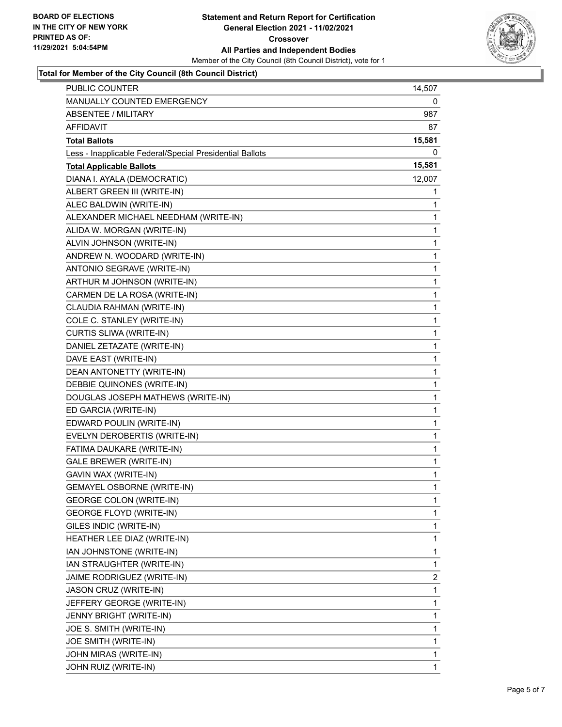**BOARD OF ELECTIONS IN THE CITY OF NEW YORK PRINTED AS OF: 11/29/2021 5:04:54PM**

**Statement and Return Report for Certification General Election 2021 - 11/02/2021 Crossover All Parties and Independent Bodies**

Member of the City Council (8th Council District), vote for 1

## Total for Member of the City Council (8th Council District)

| | |
|---|---|
| PUBLIC COUNTER | 14,507 |
| MANUALLY COUNTED EMERGENCY | 0 |
| ABSENTEE / MILITARY | 987 |
| AFFIDAVIT | 87 |
| **Total Ballots** | **15,581** |
| Less - Inapplicable Federal/Special Presidential Ballots | 0 |
| **Total Applicable Ballots** | **15,581** |
| DIANA I. AYALA (DEMOCRATIC) | 12,007 |
| ALBERT GREEN III (WRITE-IN) | 1 |
| ALEC BALDWIN (WRITE-IN) | 1 |
| ALEXANDER MICHAEL NEEDHAM (WRITE-IN) | 1 |
| ALIDA W. MORGAN (WRITE-IN) | 1 |
| ALVIN JOHNSON (WRITE-IN) | 1 |
| ANDREW N. WOODARD (WRITE-IN) | 1 |
| ANTONIO SEGRAVE (WRITE-IN) | 1 |
| ARTHUR M JOHNSON (WRITE-IN) | 1 |
| CARMEN DE LA ROSA (WRITE-IN) | 1 |
| CLAUDIA RAHMAN (WRITE-IN) | 1 |
| COLE C. STANLEY (WRITE-IN) | 1 |
| CURTIS SLIWA (WRITE-IN) | 1 |
| DANIEL ZETAZATE (WRITE-IN) | 1 |
| DAVE EAST (WRITE-IN) | 1 |
| DEAN ANTONETTY (WRITE-IN) | 1 |
| DEBBIE QUINONES (WRITE-IN) | 1 |
| DOUGLAS JOSEPH MATHEWS (WRITE-IN) | 1 |
| ED GARCIA (WRITE-IN) | 1 |
| EDWARD POULIN (WRITE-IN) | 1 |
| EVELYN DEROBERTIS (WRITE-IN) | 1 |
| FATIMA DAUKARE (WRITE-IN) | 1 |
| GALE BREWER (WRITE-IN) | 1 |
| GAVIN WAX (WRITE-IN) | 1 |
| GEMAYEL OSBORNE (WRITE-IN) | 1 |
| GEORGE COLON (WRITE-IN) | 1 |
| GEORGE FLOYD (WRITE-IN) | 1 |
| GILES INDIC (WRITE-IN) | 1 |
| HEATHER LEE DIAZ (WRITE-IN) | 1 |
| IAN JOHNSTONE (WRITE-IN) | 1 |
| IAN STRAUGHTER (WRITE-IN) | 1 |
| JAIME RODRIGUEZ (WRITE-IN) | 2 |
| JASON CRUZ (WRITE-IN) | 1 |
| JEFFERY GEORGE (WRITE-IN) | 1 |
| JENNY BRIGHT (WRITE-IN) | 1 |
| JOE S. SMITH (WRITE-IN) | 1 |
| JOE SMITH (WRITE-IN) | 1 |
| JOHN MIRAS (WRITE-IN) | 1 |
| JOHN RUIZ (WRITE-IN) | 1 |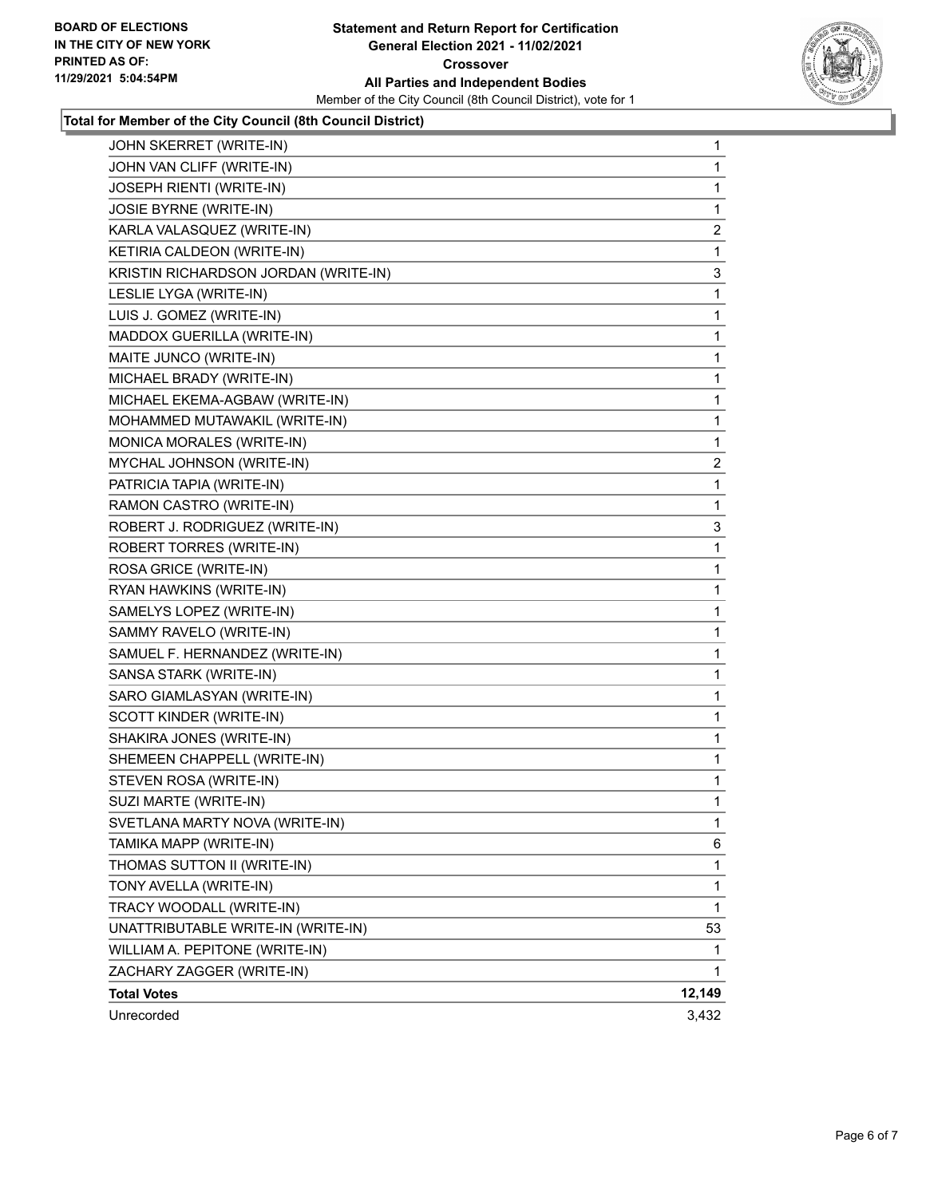**BOARD OF ELECTIONS IN THE CITY OF NEW YORK**
**PRINTED AS OF: 11/29/2021 5:04:54PM**

**Statement and Return Report for Certification**
**General Election 2021 - 11/02/2021**
**Crossover**
**All Parties and Independent Bodies**
Member of the City Council (8th Council District), vote for 1

**Total for Member of the City Council (8th Council District)**

| Candidate | Votes |
|---|---|
| JOHN SKERRET (WRITE-IN) | 1 |
| JOHN VAN CLIFF (WRITE-IN) | 1 |
| JOSEPH RIENTI (WRITE-IN) | 1 |
| JOSIE BYRNE (WRITE-IN) | 1 |
| KARLA VALASQUEZ (WRITE-IN) | 2 |
| KETIRIA CALDEON (WRITE-IN) | 1 |
| KRISTIN RICHARDSON JORDAN (WRITE-IN) | 3 |
| LESLIE LYGA (WRITE-IN) | 1 |
| LUIS J. GOMEZ (WRITE-IN) | 1 |
| MADDOX GUERILLA (WRITE-IN) | 1 |
| MAITE JUNCO (WRITE-IN) | 1 |
| MICHAEL BRADY (WRITE-IN) | 1 |
| MICHAEL EKEMA-AGBAW (WRITE-IN) | 1 |
| MOHAMMED MUTAWAKIL (WRITE-IN) | 1 |
| MONICA MORALES (WRITE-IN) | 1 |
| MYCHAL JOHNSON (WRITE-IN) | 2 |
| PATRICIA TAPIA (WRITE-IN) | 1 |
| RAMON CASTRO (WRITE-IN) | 1 |
| ROBERT J. RODRIGUEZ (WRITE-IN) | 3 |
| ROBERT TORRES (WRITE-IN) | 1 |
| ROSA GRICE (WRITE-IN) | 1 |
| RYAN HAWKINS (WRITE-IN) | 1 |
| SAMELYS LOPEZ (WRITE-IN) | 1 |
| SAMMY RAVELO (WRITE-IN) | 1 |
| SAMUEL F. HERNANDEZ (WRITE-IN) | 1 |
| SANSA STARK (WRITE-IN) | 1 |
| SARO GIAMLASYAN (WRITE-IN) | 1 |
| SCOTT KINDER (WRITE-IN) | 1 |
| SHAKIRA JONES (WRITE-IN) | 1 |
| SHEMEEN CHAPPELL (WRITE-IN) | 1 |
| STEVEN ROSA (WRITE-IN) | 1 |
| SUZI MARTE (WRITE-IN) | 1 |
| SVETLANA MARTY NOVA (WRITE-IN) | 1 |
| TAMIKA MAPP (WRITE-IN) | 6 |
| THOMAS SUTTON II (WRITE-IN) | 1 |
| TONY AVELLA (WRITE-IN) | 1 |
| TRACY WOODALL (WRITE-IN) | 1 |
| UNATTRIBUTABLE WRITE-IN (WRITE-IN) | 53 |
| WILLIAM A. PEPITONE (WRITE-IN) | 1 |
| ZACHARY ZAGGER (WRITE-IN) | 1 |
| **Total Votes** | **12,149** |
| Unrecorded | 3,432 |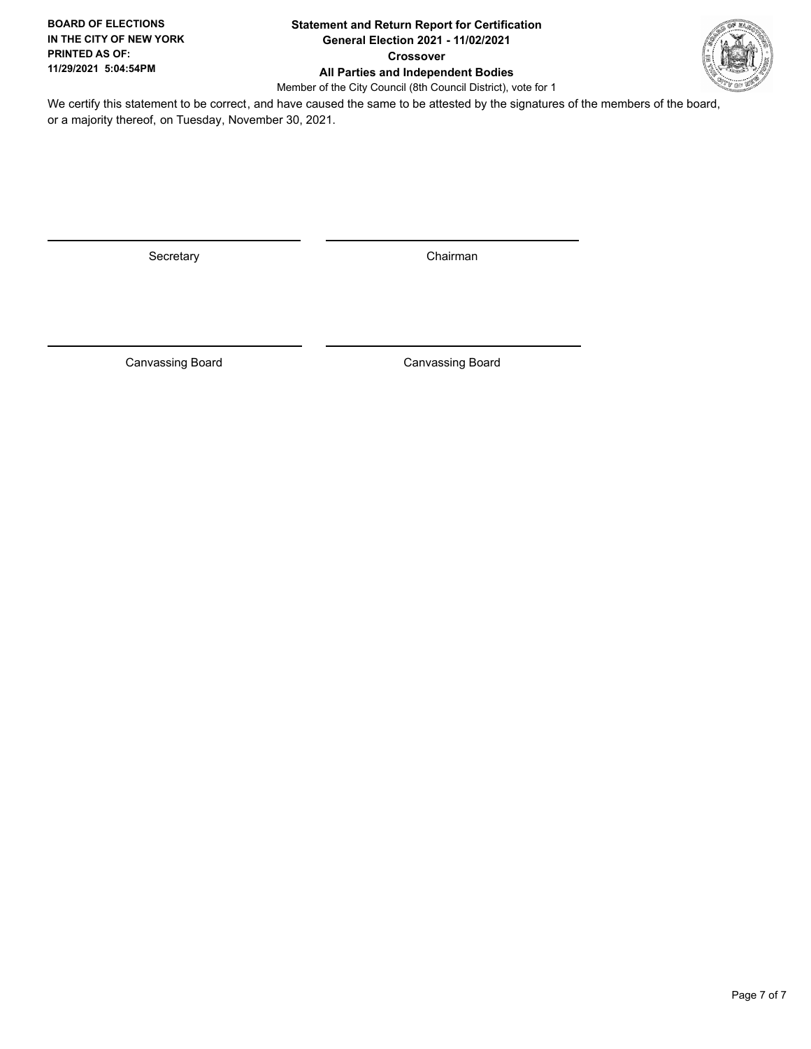We certify this statement to be correct, and have caused the same to be attested by the signatures of the members of the board, or a majority thereof, on Tuesday, November 30, 2021.

| | |
|---|---|
| Secretary | Chairman |
| Canvassing Board | Canvassing Board |